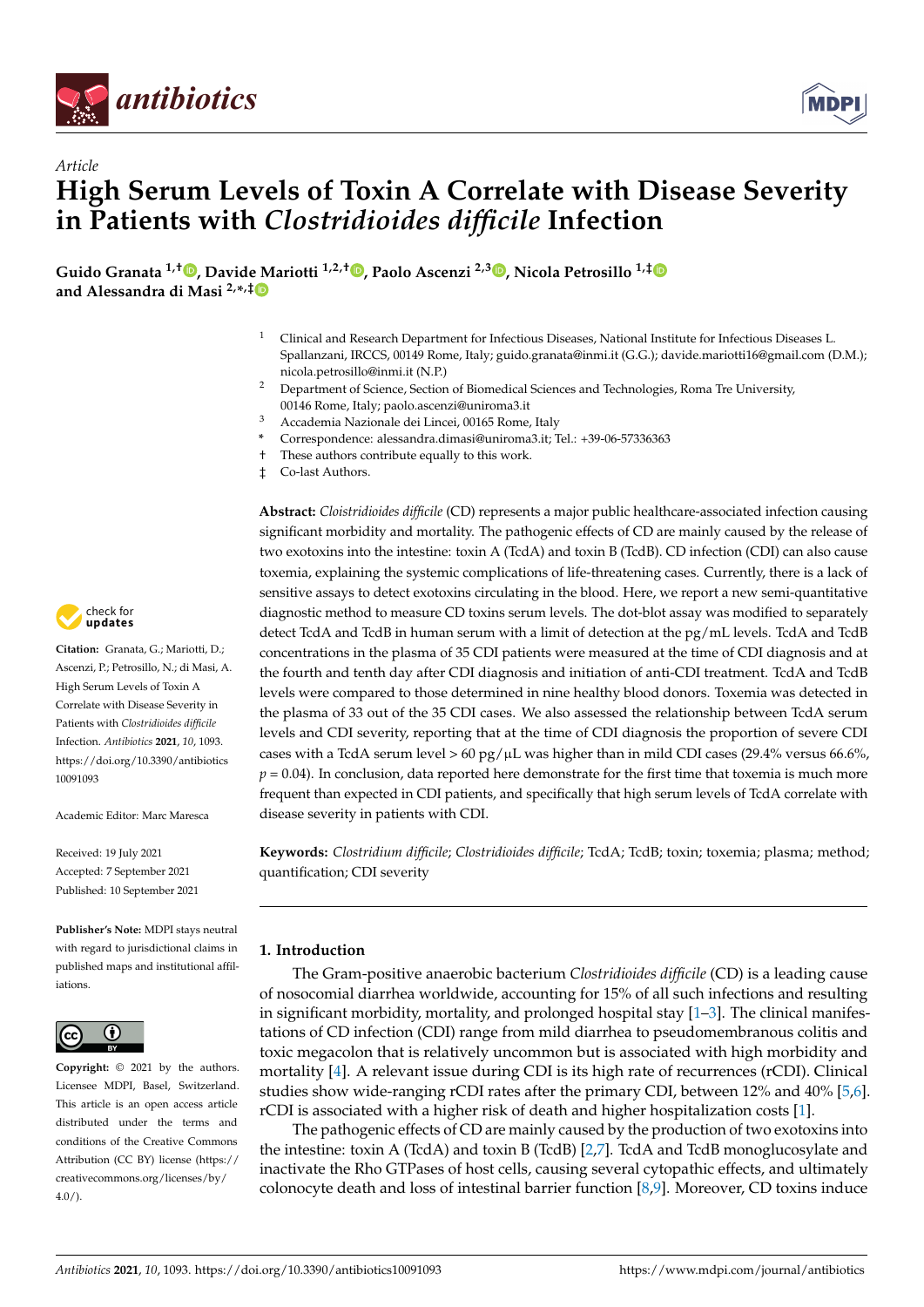Article

# High Serum Levels of Toxin A Correlate with Disease Severity in Patients with *Clostridioides difficile* Infection

**Guido Granata [1,†], Davide Mariotti [1,2,†], Paolo Ascenzi [2,3], Nicola Petrosillo [1,‡] and Alessandra di Masi [2,*,‡]**

[1] Clinical and Research Department for Infectious Diseases, National Institute for Infectious Diseases L. Spallanzani, IRCCS, 00149 Rome, Italy; guido.granata@inmi.it (G.G.); davide.mariotti16@gmail.com (D.M.); nicola.petrosillo@inmi.it (N.P.)

[2] Department of Science, Section of Biomedical Sciences and Technologies, Roma Tre University, 00146 Rome, Italy; paolo.ascenzi@uniroma3.it

[3] Accademia Nazionale dei Lincei, 00165 Rome, Italy

\* Correspondence: alessandra.dimasi@uniroma3.it; Tel.: +39-06-57336363

† These authors contribute equally to this work.

‡ Co-last Authors.

**Citation:** Granata, G.; Mariotti, D.; Ascenzi, P.; Petrosillo, N.; di Masi, A. High Serum Levels of Toxin A Correlate with Disease Severity in Patients with *Clostridioides difficile* Infection. *Antibiotics* **2021**, *10*, 1093. https://doi.org/10.3390/antibiotics10091093

Academic Editor: Marc Maresca

Received: 19 July 2021
Accepted: 7 September 2021
Published: 10 September 2021

**Publisher's Note:** MDPI stays neutral with regard to jurisdictional claims in published maps and institutional affiliations.

**Copyright:** © 2021 by the authors. Licensee MDPI, Basel, Switzerland. This article is an open access article distributed under the terms and conditions of the Creative Commons Attribution (CC BY) license (https://creativecommons.org/licenses/by/4.0/).

**Abstract:** *Cloistridioides difficile* (CD) represents a major public healthcare-associated infection causing significant morbidity and mortality. The pathogenic effects of CD are mainly caused by the release of two exotoxins into the intestine: toxin A (TcdA) and toxin B (TcdB). CD infection (CDI) can also cause toxemia, explaining the systemic complications of life-threatening cases. Currently, there is a lack of sensitive assays to detect exotoxins circulating in the blood. Here, we report a new semi-quantitative diagnostic method to measure CD toxins serum levels. The dot-blot assay was modified to separately detect TcdA and TcdB in human serum with a limit of detection at the pg/mL levels. TcdA and TcdB concentrations in the plasma of 35 CDI patients were measured at the time of CDI diagnosis and at the fourth and tenth day after CDI diagnosis and initiation of anti-CDI treatment. TcdA and TcdB levels were compared to those determined in nine healthy blood donors. Toxemia was detected in the plasma of 33 out of the 35 CDI cases. We also assessed the relationship between TcdA serum levels and CDI severity, reporting that at the time of CDI diagnosis the proportion of severe CDI cases with a TcdA serum level > 60 pg/μL was higher than in mild CDI cases (29.4% versus 66.6%, $p = 0.04$). In conclusion, data reported here demonstrate for the first time that toxemia is much more frequent than expected in CDI patients, and specifically that high serum levels of TcdA correlate with disease severity in patients with CDI.

**Keywords:** *Clostridium difficile*; *Clostridioides difficile*; TcdA; TcdB; toxin; toxemia; plasma; method; quantification; CDI severity

## 1. Introduction

The Gram-positive anaerobic bacterium *Clostridioides difficile* (CD) is a leading cause of nosocomial diarrhea worldwide, accounting for 15% of all such infections and resulting in significant morbidity, mortality, and prolonged hospital stay [1–3]. The clinical manifestations of CD infection (CDI) range from mild diarrhea to pseudomembranous colitis and toxic megacolon that is relatively uncommon but is associated with high morbidity and mortality [4]. A relevant issue during CDI is its high rate of recurrences (rCDI). Clinical studies show wide-ranging rCDI rates after the primary CDI, between 12% and 40% [5,6]. rCDI is associated with a higher risk of death and higher hospitalization costs [1].

The pathogenic effects of CD are mainly caused by the production of two exotoxins into the intestine: toxin A (TcdA) and toxin B (TcdB) [2,7]. TcdA and TcdB monoglucosylate and inactivate the Rho GTPases of host cells, causing several cytopathic effects, and ultimately colonocyte death and loss of intestinal barrier function [8,9]. Moreover, CD toxins induce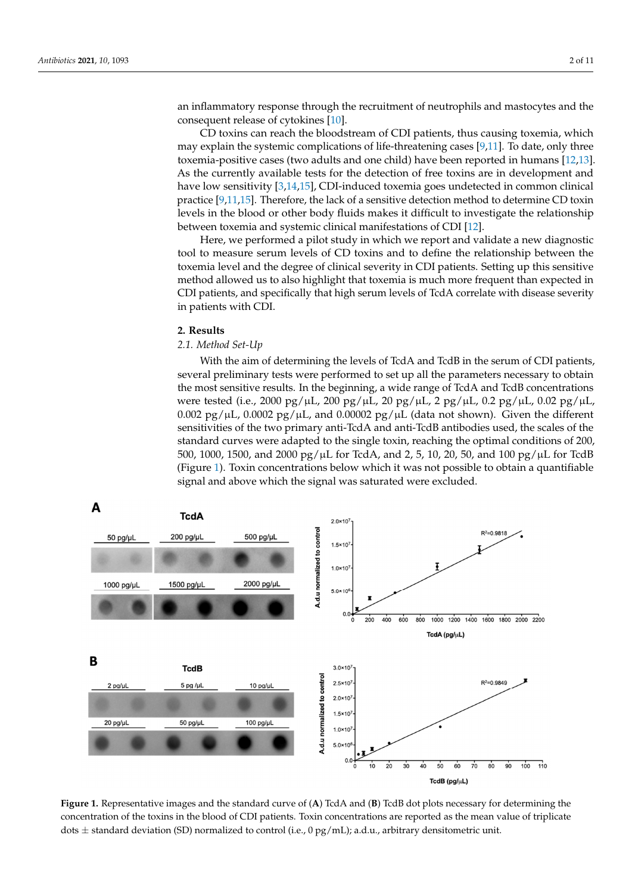an inflammatory response through the recruitment of neutrophils and mastocytes and the consequent release of cytokines [10].

CD toxins can reach the bloodstream of CDI patients, thus causing toxemia, which may explain the systemic complications of life-threatening cases [9,11]. To date, only three toxemia-positive cases (two adults and one child) have been reported in humans [12,13]. As the currently available tests for the detection of free toxins are in development and have low sensitivity [3,14,15], CDI-induced toxemia goes undetected in common clinical practice [9,11,15]. Therefore, the lack of a sensitive detection method to determine CD toxin levels in the blood or other body fluids makes it difficult to investigate the relationship between toxemia and systemic clinical manifestations of CDI [12].

Here, we performed a pilot study in which we report and validate a new diagnostic tool to measure serum levels of CD toxins and to define the relationship between the toxemia level and the degree of clinical severity in CDI patients. Setting up this sensitive method allowed us to also highlight that toxemia is much more frequent than expected in CDI patients, and specifically that high serum levels of TcdA correlate with disease severity in patients with CDI.

## 2. Results

### 2.1. Method Set-Up

With the aim of determining the levels of TcdA and TcdB in the serum of CDI patients, several preliminary tests were performed to set up all the parameters necessary to obtain the most sensitive results. In the beginning, a wide range of TcdA and TcdB concentrations were tested (i.e., 2000 pg/μL, 200 pg/μL, 20 pg/μL, 2 pg/μL, 0.2 pg/μL, 0.02 pg/μL, 0.002 pg/μL, 0.0002 pg/μL, and 0.00002 pg/μL (data not shown). Given the different sensitivities of the two primary anti-TcdA and anti-TcdB antibodies used, the scales of the standard curves were adapted to the single toxin, reaching the optimal conditions of 200, 500, 1000, 1500, and 2000 pg/μL for TcdA, and 2, 5, 10, 20, 50, and 100 pg/μL for TcdB (Figure 1). Toxin concentrations below which it was not possible to obtain a quantifiable signal and above which the signal was saturated were excluded.

**Figure 1.** Representative images and the standard curve of (**A**) TcdA and (**B**) TcdB dot plots necessary for determining the concentration of the toxins in the blood of CDI patients. Toxin concentrations are reported as the mean value of triplicate dots ± standard deviation (SD) normalized to control (i.e., 0 pg/mL); a.d.u., arbitrary densitometric unit.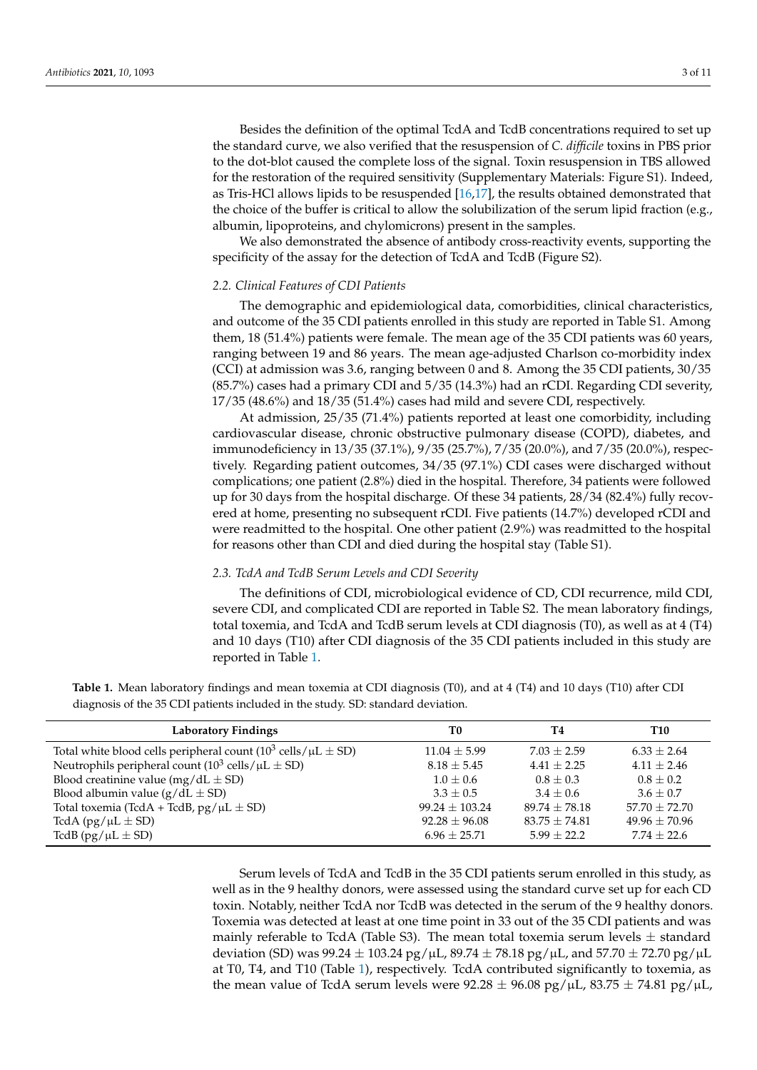Besides the definition of the optimal TcdA and TcdB concentrations required to set up the standard curve, we also verified that the resuspension of *C. difficile* toxins in PBS prior to the dot-blot caused the complete loss of the signal. Toxin resuspension in TBS allowed for the restoration of the required sensitivity (Supplementary Materials: Figure S1). Indeed, as Tris-HCl allows lipids to be resuspended [16,17], the results obtained demonstrated that the choice of the buffer is critical to allow the solubilization of the serum lipid fraction (e.g., albumin, lipoproteins, and chylomicrons) present in the samples.

We also demonstrated the absence of antibody cross-reactivity events, supporting the specificity of the assay for the detection of TcdA and TcdB (Figure S2).

### *2.2. Clinical Features of CDI Patients*

The demographic and epidemiological data, comorbidities, clinical characteristics, and outcome of the 35 CDI patients enrolled in this study are reported in Table S1. Among them, 18 (51.4%) patients were female. The mean age of the 35 CDI patients was 60 years, ranging between 19 and 86 years. The mean age-adjusted Charlson co-morbidity index (CCI) at admission was 3.6, ranging between 0 and 8. Among the 35 CDI patients, 30/35 (85.7%) cases had a primary CDI and 5/35 (14.3%) had an rCDI. Regarding CDI severity, 17/35 (48.6%) and 18/35 (51.4%) cases had mild and severe CDI, respectively.

At admission, 25/35 (71.4%) patients reported at least one comorbidity, including cardiovascular disease, chronic obstructive pulmonary disease (COPD), diabetes, and immunodeficiency in 13/35 (37.1%), 9/35 (25.7%), 7/35 (20.0%), and 7/35 (20.0%), respectively. Regarding patient outcomes, 34/35 (97.1%) CDI cases were discharged without complications; one patient (2.8%) died in the hospital. Therefore, 34 patients were followed up for 30 days from the hospital discharge. Of these 34 patients, 28/34 (82.4%) fully recovered at home, presenting no subsequent rCDI. Five patients (14.7%) developed rCDI and were readmitted to the hospital. One other patient (2.9%) was readmitted to the hospital for reasons other than CDI and died during the hospital stay (Table S1).

### *2.3. TcdA and TcdB Serum Levels and CDI Severity*

The definitions of CDI, microbiological evidence of CD, CDI recurrence, mild CDI, severe CDI, and complicated CDI are reported in Table S2. The mean laboratory findings, total toxemia, and TcdA and TcdB serum levels at CDI diagnosis (T0), as well as at 4 (T4) and 10 days (T10) after CDI diagnosis of the 35 CDI patients included in this study are reported in Table 1.

**Table 1.** Mean laboratory findings and mean toxemia at CDI diagnosis (T0), and at 4 (T4) and 10 days (T10) after CDI diagnosis of the 35 CDI patients included in the study. SD: standard deviation.

| Laboratory Findings | T0 | T4 | T10 |
|---|---|---|---|
| Total white blood cells peripheral count ($10^3$ cells/μL ± SD) | 11.04 ± 5.99 | 7.03 ± 2.59 | 6.33 ± 2.64 |
| Neutrophils peripheral count ($10^3$ cells/μL ± SD) | 8.18 ± 5.45 | 4.41 ± 2.25 | 4.11 ± 2.46 |
| Blood creatinine value (mg/dL ± SD) | 1.0 ± 0.6 | 0.8 ± 0.3 | 0.8 ± 0.2 |
| Blood albumin value (g/dL ± SD) | 3.3 ± 0.5 | 3.4 ± 0.6 | 3.6 ± 0.7 |
| Total toxemia (TcdA + TcdB, pg/μL ± SD) | 99.24 ± 103.24 | 89.74 ± 78.18 | 57.70 ± 72.70 |
| TcdA (pg/μL ± SD) | 92.28 ± 96.08 | 83.75 ± 74.81 | 49.96 ± 70.96 |
| TcdB (pg/μL ± SD) | 6.96 ± 25.71 | 5.99 ± 22.2 | 7.74 ± 22.6 |

Serum levels of TcdA and TcdB in the 35 CDI patients serum enrolled in this study, as well as in the 9 healthy donors, were assessed using the standard curve set up for each CD toxin. Notably, neither TcdA nor TcdB was detected in the serum of the 9 healthy donors. Toxemia was detected at least at one time point in 33 out of the 35 CDI patients and was mainly referable to TcdA (Table S3). The mean total toxemia serum levels ± standard deviation (SD) was 99.24 ± 103.24 pg/μL, 89.74 ± 78.18 pg/μL, and 57.70 ± 72.70 pg/μL at T0, T4, and T10 (Table 1), respectively. TcdA contributed significantly to toxemia, as the mean value of TcdA serum levels were 92.28 ± 96.08 pg/μL, 83.75 ± 74.81 pg/μL,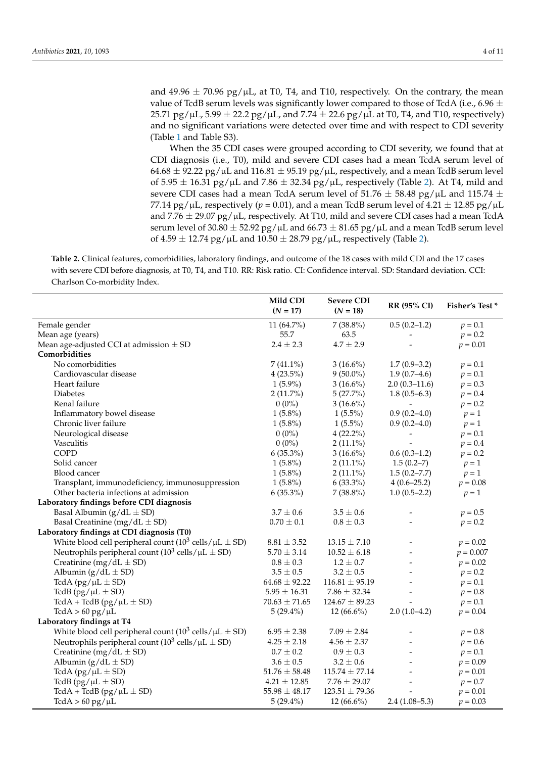and 49.96 ± 70.96 pg/μL, at T0, T4, and T10, respectively. On the contrary, the mean value of TcdB serum levels was significantly lower compared to those of TcdA (i.e., 6.96 ± 25.71 pg/μL, 5.99 ± 22.2 pg/μL, and 7.74 ± 22.6 pg/μL at T0, T4, and T10, respectively) and no significant variations were detected over time and with respect to CDI severity (Table 1 and Table S3).

When the 35 CDI cases were grouped according to CDI severity, we found that at CDI diagnosis (i.e., T0), mild and severe CDI cases had a mean TcdA serum level of 64.68 ± 92.22 pg/μL and 116.81 ± 95.19 pg/μL, respectively, and a mean TcdB serum level of 5.95 ± 16.31 pg/μL and 7.86 ± 32.34 pg/μL, respectively (Table 2). At T4, mild and severe CDI cases had a mean TcdA serum level of 51.76 ± 58.48 pg/μL and 115.74 ± 77.14 pg/μL, respectively ($p$ = 0.01), and a mean TcdB serum level of 4.21 ± 12.85 pg/μL and 7.76 ± 29.07 pg/μL, respectively. At T10, mild and severe CDI cases had a mean TcdA serum level of 30.80 ± 52.92 pg/μL and 66.73 ± 81.65 pg/μL and a mean TcdB serum level of 4.59 ± 12.74 pg/μL and 10.50 ± 28.79 pg/μL, respectively (Table 2).

**Table 2.** Clinical features, comorbidities, laboratory findings, and outcome of the 18 cases with mild CDI and the 17 cases with severe CDI before diagnosis, at T0, T4, and T10. RR: Risk ratio. CI: Confidence interval. SD: Standard deviation. CCI: Charlson Co-morbidity Index.

| | Mild CDI ($N$ = 17) | Severe CDI ($N$ = 18) | RR (95% CI) | Fisher's Test * |
|---|---|---|---|---|
| Female gender | 11 (64.7%) | 7 (38.8%) | 0.5 (0.2–1.2) | $p$ = 0.1 |
| Mean age (years) | 55.7 | 63.5 | - | $p$ = 0.2 |
| Mean age-adjusted CCI at admission ± SD | 2.4 ± 2.3 | 4.7 ± 2.9 | - | $p$ = 0.01 |
| **Comorbidities** | | | | |
| No comorbidities | 7 (41.1%) | 3 (16.6%) | 1.7 (0.9–3.2) | $p$ = 0.1 |
| Cardiovascular disease | 4 (23.5%) | 9 (50.0%) | 1.9 (0.7–4.6) | $p$ = 0.1 |
| Heart failure | 1 (5.9%) | 3 (16.6%) | 2.0 (0.3–11.6) | $p$ = 0.3 |
| Diabetes | 2 (11.7%) | 5 (27.7%) | 1.8 (0.5–6.3) | $p$ = 0.4 |
| Renal failure | 0 (0%) | 3 (16.6%) | - | $p$ = 0.2 |
| Inflammatory bowel disease | 1 (5.8%) | 1 (5.5%) | 0.9 (0.2–4.0) | $p$ = 1 |
| Chronic liver failure | 1 (5.8%) | 1 (5.5%) | 0.9 (0.2–4.0) | $p$ = 1 |
| Neurological disease | 0 (0%) | 4 (22.2%) | - | $p$ = 0.1 |
| Vasculitis | 0 (0%) | 2 (11.1%) | - | $p$ = 0.4 |
| COPD | 6 (35.3%) | 3 (16.6%) | 0.6 (0.3–1.2) | $p$ = 0.2 |
| Solid cancer | 1 (5.8%) | 2 (11.1%) | 1.5 (0.2–7) | $p$ = 1 |
| Blood cancer | 1 (5.8%) | 2 (11.1%) | 1.5 (0.2–7.7) | $p$ = 1 |
| Transplant, immunodeficiency, immunosuppression | 1 (5.8%) | 6 (33.3%) | 4 (0.6–25.2) | $p$ = 0.08 |
| Other bacteria infections at admission | 6 (35.3%) | 7 (38.8%) | 1.0 (0.5–2.2) | $p$ = 1 |
| **Laboratory findings before CDI diagnosis** | | | | |
| Basal Albumin (g/dL ± SD) | 3.7 ± 0.6 | 3.5 ± 0.6 | - | $p$ = 0.5 |
| Basal Creatinine (mg/dL ± SD) | 0.70 ± 0.1 | 0.8 ± 0.3 | - | $p$ = 0.2 |
| **Laboratory findings at CDI diagnosis (T0)** | | | | |
| White blood cell peripheral count ($10^3$ cells/μL ± SD) | 8.81 ± 3.52 | 13.15 ± 7.10 | - | $p$ = 0.02 |
| Neutrophils peripheral count ($10^3$ cells/μL ± SD) | 5.70 ± 3.14 | 10.52 ± 6.18 | - | $p$ = 0.007 |
| Creatinine (mg/dL ± SD) | 0.8 ± 0.3 | 1.2 ± 0.7 | - | $p$ = 0.02 |
| Albumin (g/dL ± SD) | 3.5 ± 0.5 | 3.2 ± 0.5 | - | $p$ = 0.2 |
| TcdA (pg/μL ± SD) | 64.68 ± 92.22 | 116.81 ± 95.19 | - | $p$ = 0.1 |
| TcdB (pg/μL ± SD) | 5.95 ± 16.31 | 7.86 ± 32.34 | - | $p$ = 0.8 |
| TcdA + TcdB (pg/μL ± SD) | 70.63 ± 71.65 | 124.67 ± 89.23 | - | $p$ = 0.1 |
| TcdA > 60 pg/μL | 5 (29.4%) | 12 (66.6%) | 2.0 (1.0–4.2) | $p$ = 0.04 |
| **Laboratory findings at T4** | | | | |
| White blood cell peripheral count ($10^3$ cells/μL ± SD) | 6.95 ± 2.38 | 7.09 ± 2.84 | - | $p$ = 0.8 |
| Neutrophils peripheral count ($10^3$ cells/μL ± SD) | 4.25 ± 2.18 | 4.56 ± 2.37 | - | $p$ = 0.6 |
| Creatinine (mg/dL ± SD) | 0.7 ± 0.2 | 0.9 ± 0.3 | - | $p$ = 0.1 |
| Albumin (g/dL ± SD) | 3.6 ± 0.5 | 3.2 ± 0.6 | - | $p$ = 0.09 |
| TcdA (pg/μL ± SD) | 51.76 ± 58.48 | 115.74 ± 77.14 | - | $p$ = 0.01 |
| TcdB (pg/μL ± SD) | 4.21 ± 12.85 | 7.76 ± 29.07 | - | $p$ = 0.7 |
| TcdA + TcdB (pg/μL ± SD) | 55.98 ± 48.17 | 123.51 ± 79.36 | - | $p$ = 0.01 |
| TcdA > 60 pg/μL | 5 (29.4%) | 12 (66.6%) | 2.4 (1.08–5.3) | $p$ = 0.03 |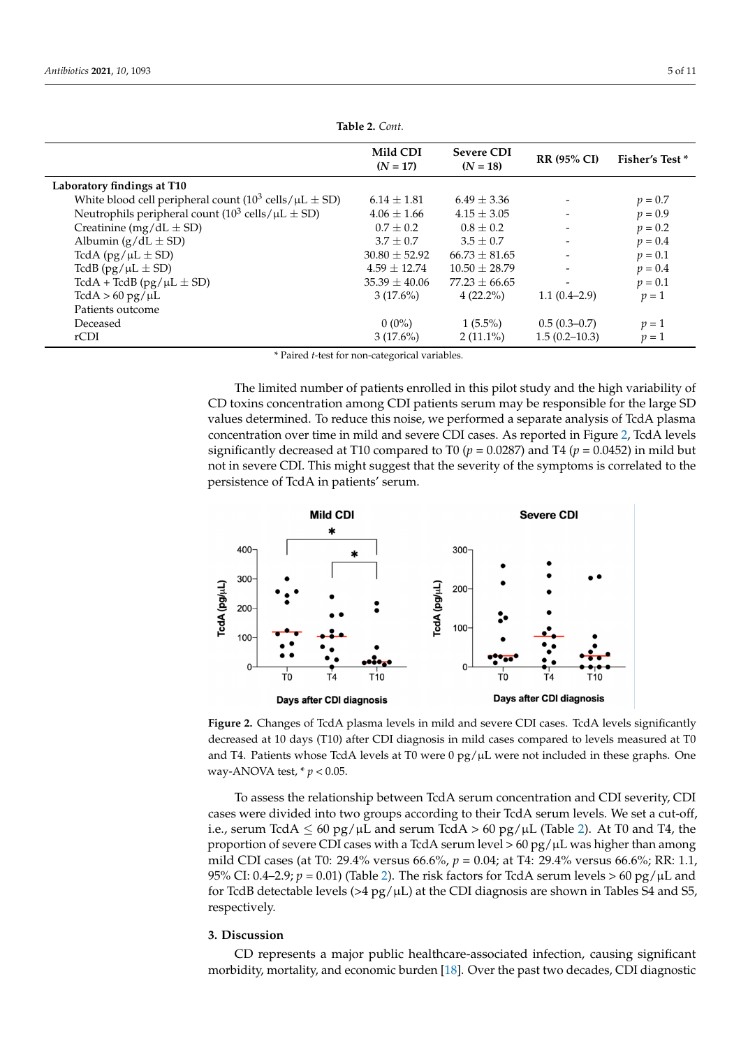**Table 2.** *Cont.*

| | Mild CDI ($N = 17$) | Severe CDI ($N = 18$) | RR (95% CI) | Fisher's Test * |
|---|---|---|---|---|
| **Laboratory findings at T10** | | | | |
| White blood cell peripheral count ($10^3$ cells/μL ± SD) | 6.14 ± 1.81 | 6.49 ± 3.36 | - | $p = 0.7$ |
| Neutrophils peripheral count ($10^3$ cells/μL ± SD) | 4.06 ± 1.66 | 4.15 ± 3.05 | - | $p = 0.9$ |
| Creatinine (mg/dL ± SD) | 0.7 ± 0.2 | 0.8 ± 0.2 | - | $p = 0.2$ |
| Albumin (g/dL ± SD) | 3.7 ± 0.7 | 3.5 ± 0.7 | - | $p = 0.4$ |
| TcdA (pg/μL ± SD) | 30.80 ± 52.92 | 66.73 ± 81.65 | - | $p = 0.1$ |
| TcdB (pg/μL ± SD) | 4.59 ± 12.74 | 10.50 ± 28.79 | - | $p = 0.4$ |
| TcdA + TcdB (pg/μL ± SD) | 35.39 ± 40.06 | 77.23 ± 66.65 | - | $p = 0.1$ |
| TcdA > 60 pg/μL | 3 (17.6%) | 4 (22.2%) | 1.1 (0.4–2.9) | $p = 1$ |
| Patients outcome | | | | |
| Deceased | 0 (0%) | 1 (5.5%) | 0.5 (0.3–0.7) | $p = 1$ |
| rCDI | 3 (17.6%) | 2 (11.1%) | 1.5 (0.2–10.3) | $p = 1$ |

* Paired *t*-test for non-categorical variables.

The limited number of patients enrolled in this pilot study and the high variability of CD toxins concentration among CDI patients serum may be responsible for the large SD values determined. To reduce this noise, we performed a separate analysis of TcdA plasma concentration over time in mild and severe CDI cases. As reported in Figure 2, TcdA levels significantly decreased at T10 compared to T0 ($p = 0.0287$) and T4 ($p = 0.0452$) in mild but not in severe CDI. This might suggest that the severity of the symptoms is correlated to the persistence of TcdA in patients' serum.

**Figure 2.** Changes of TcdA plasma levels in mild and severe CDI cases. TcdA levels significantly decreased at 10 days (T10) after CDI diagnosis in mild cases compared to levels measured at T0 and T4. Patients whose TcdA levels at T0 were 0 pg/μL were not included in these graphs. One way-ANOVA test, * $p < 0.05$.

To assess the relationship between TcdA serum concentration and CDI severity, CDI cases were divided into two groups according to their TcdA serum levels. We set a cut-off, i.e., serum TcdA ≤ 60 pg/μL and serum TcdA > 60 pg/μL (Table 2). At T0 and T4, the proportion of severe CDI cases with a TcdA serum level > 60 pg/μL was higher than among mild CDI cases (at T0: 29.4% versus 66.6%, $p = 0.04$; at T4: 29.4% versus 66.6%; RR: 1.1, 95% CI: 0.4–2.9; $p = 0.01$) (Table 2). The risk factors for TcdA serum levels > 60 pg/μL and for TcdB detectable levels (>4 pg/μL) at the CDI diagnosis are shown in Tables S4 and S5, respectively.

## 3. Discussion

CD represents a major public healthcare-associated infection, causing significant morbidity, mortality, and economic burden [18]. Over the past two decades, CDI diagnostic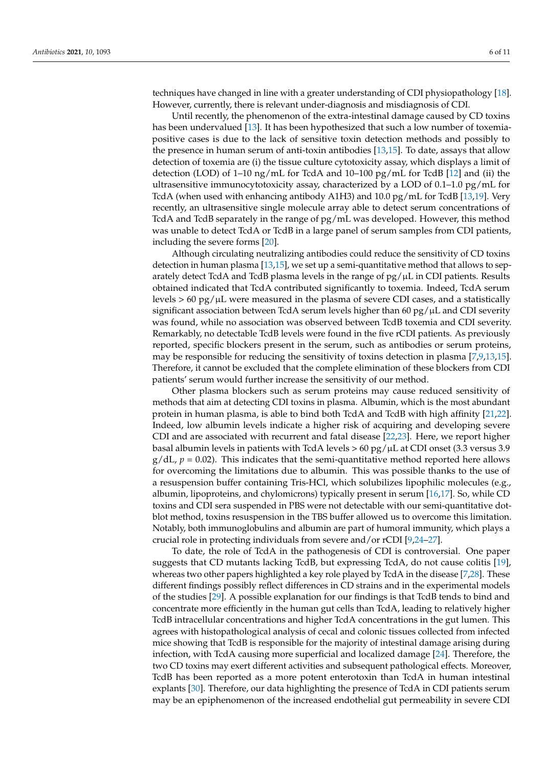techniques have changed in line with a greater understanding of CDI physiopathology [18]. However, currently, there is relevant under-diagnosis and misdiagnosis of CDI.

Until recently, the phenomenon of the extra-intestinal damage caused by CD toxins has been undervalued [13]. It has been hypothesized that such a low number of toxemia-positive cases is due to the lack of sensitive toxin detection methods and possibly to the presence in human serum of anti-toxin antibodies [13,15]. To date, assays that allow detection of toxemia are (i) the tissue culture cytotoxicity assay, which displays a limit of detection (LOD) of 1–10 ng/mL for TcdA and 10–100 pg/mL for TcdB [12] and (ii) the ultrasensitive immunocytotoxicity assay, characterized by a LOD of 0.1–1.0 pg/mL for TcdA (when used with enhancing antibody A1H3) and 10.0 pg/mL for TcdB [13,19]. Very recently, an ultrasensitive single molecule array able to detect serum concentrations of TcdA and TcdB separately in the range of pg/mL was developed. However, this method was unable to detect TcdA or TcdB in a large panel of serum samples from CDI patients, including the severe forms [20].

Although circulating neutralizing antibodies could reduce the sensitivity of CD toxins detection in human plasma [13,15], we set up a semi-quantitative method that allows to separately detect TcdA and TcdB plasma levels in the range of pg/μL in CDI patients. Results obtained indicated that TcdA contributed significantly to toxemia. Indeed, TcdA serum levels > 60 pg/μL were measured in the plasma of severe CDI cases, and a statistically significant association between TcdA serum levels higher than 60 pg/μL and CDI severity was found, while no association was observed between TcdB toxemia and CDI severity. Remarkably, no detectable TcdB levels were found in the five rCDI patients. As previously reported, specific blockers present in the serum, such as antibodies or serum proteins, may be responsible for reducing the sensitivity of toxins detection in plasma [7,9,13,15]. Therefore, it cannot be excluded that the complete elimination of these blockers from CDI patients' serum would further increase the sensitivity of our method.

Other plasma blockers such as serum proteins may cause reduced sensitivity of methods that aim at detecting CDI toxins in plasma. Albumin, which is the most abundant protein in human plasma, is able to bind both TcdA and TcdB with high affinity [21,22]. Indeed, low albumin levels indicate a higher risk of acquiring and developing severe CDI and are associated with recurrent and fatal disease [22,23]. Here, we report higher basal albumin levels in patients with TcdA levels > 60 pg/μL at CDI onset (3.3 versus 3.9 g/dL, $p = 0.02$). This indicates that the semi-quantitative method reported here allows for overcoming the limitations due to albumin. This was possible thanks to the use of a resuspension buffer containing Tris-HCl, which solubilizes lipophilic molecules (e.g., albumin, lipoproteins, and chylomicrons) typically present in serum [16,17]. So, while CD toxins and CDI sera suspended in PBS were not detectable with our semi-quantitative dot-blot method, toxins resuspension in the TBS buffer allowed us to overcome this limitation. Notably, both immunoglobulins and albumin are part of humoral immunity, which plays a crucial role in protecting individuals from severe and/or rCDI [9,24–27].

To date, the role of TcdA in the pathogenesis of CDI is controversial. One paper suggests that CD mutants lacking TcdB, but expressing TcdA, do not cause colitis [19], whereas two other papers highlighted a key role played by TcdA in the disease [7,28]. These different findings possibly reflect differences in CD strains and in the experimental models of the studies [29]. A possible explanation for our findings is that TcdB tends to bind and concentrate more efficiently in the human gut cells than TcdA, leading to relatively higher TcdB intracellular concentrations and higher TcdA concentrations in the gut lumen. This agrees with histopathological analysis of cecal and colonic tissues collected from infected mice showing that TcdB is responsible for the majority of intestinal damage arising during infection, with TcdA causing more superficial and localized damage [24]. Therefore, the two CD toxins may exert different activities and subsequent pathological effects. Moreover, TcdB has been reported as a more potent enterotoxin than TcdA in human intestinal explants [30]. Therefore, our data highlighting the presence of TcdA in CDI patients serum may be an epiphenomenon of the increased endothelial gut permeability in severe CDI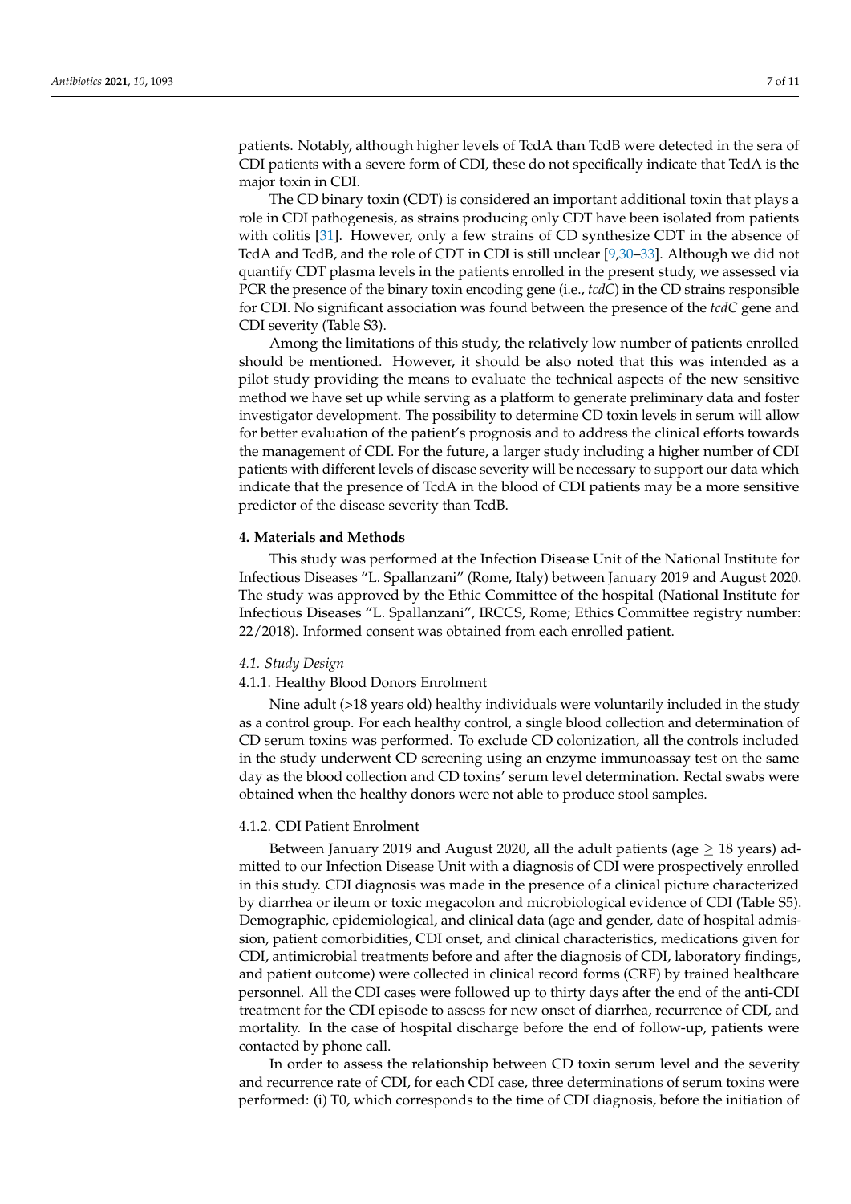patients. Notably, although higher levels of TcdA than TcdB were detected in the sera of CDI patients with a severe form of CDI, these do not specifically indicate that TcdA is the major toxin in CDI.

The CD binary toxin (CDT) is considered an important additional toxin that plays a role in CDI pathogenesis, as strains producing only CDT have been isolated from patients with colitis [31]. However, only a few strains of CD synthesize CDT in the absence of TcdA and TcdB, and the role of CDT in CDI is still unclear [9,30–33]. Although we did not quantify CDT plasma levels in the patients enrolled in the present study, we assessed via PCR the presence of the binary toxin encoding gene (i.e., *tcdC*) in the CD strains responsible for CDI. No significant association was found between the presence of the *tcdC* gene and CDI severity (Table S3).

Among the limitations of this study, the relatively low number of patients enrolled should be mentioned. However, it should be also noted that this was intended as a pilot study providing the means to evaluate the technical aspects of the new sensitive method we have set up while serving as a platform to generate preliminary data and foster investigator development. The possibility to determine CD toxin levels in serum will allow for better evaluation of the patient's prognosis and to address the clinical efforts towards the management of CDI. For the future, a larger study including a higher number of CDI patients with different levels of disease severity will be necessary to support our data which indicate that the presence of TcdA in the blood of CDI patients may be a more sensitive predictor of the disease severity than TcdB.

## 4. Materials and Methods

This study was performed at the Infection Disease Unit of the National Institute for Infectious Diseases "L. Spallanzani" (Rome, Italy) between January 2019 and August 2020. The study was approved by the Ethic Committee of the hospital (National Institute for Infectious Diseases "L. Spallanzani", IRCCS, Rome; Ethics Committee registry number: 22/2018). Informed consent was obtained from each enrolled patient.

### *4.1. Study Design*

#### 4.1.1. Healthy Blood Donors Enrolment

Nine adult (>18 years old) healthy individuals were voluntarily included in the study as a control group. For each healthy control, a single blood collection and determination of CD serum toxins was performed. To exclude CD colonization, all the controls included in the study underwent CD screening using an enzyme immunoassay test on the same day as the blood collection and CD toxins' serum level determination. Rectal swabs were obtained when the healthy donors were not able to produce stool samples.

#### 4.1.2. CDI Patient Enrolment

Between January 2019 and August 2020, all the adult patients (age $\geq$ 18 years) admitted to our Infection Disease Unit with a diagnosis of CDI were prospectively enrolled in this study. CDI diagnosis was made in the presence of a clinical picture characterized by diarrhea or ileum or toxic megacolon and microbiological evidence of CDI (Table S5). Demographic, epidemiological, and clinical data (age and gender, date of hospital admission, patient comorbidities, CDI onset, and clinical characteristics, medications given for CDI, antimicrobial treatments before and after the diagnosis of CDI, laboratory findings, and patient outcome) were collected in clinical record forms (CRF) by trained healthcare personnel. All the CDI cases were followed up to thirty days after the end of the anti-CDI treatment for the CDI episode to assess for new onset of diarrhea, recurrence of CDI, and mortality. In the case of hospital discharge before the end of follow-up, patients were contacted by phone call.

In order to assess the relationship between CD toxin serum level and the severity and recurrence rate of CDI, for each CDI case, three determinations of serum toxins were performed: (i) T0, which corresponds to the time of CDI diagnosis, before the initiation of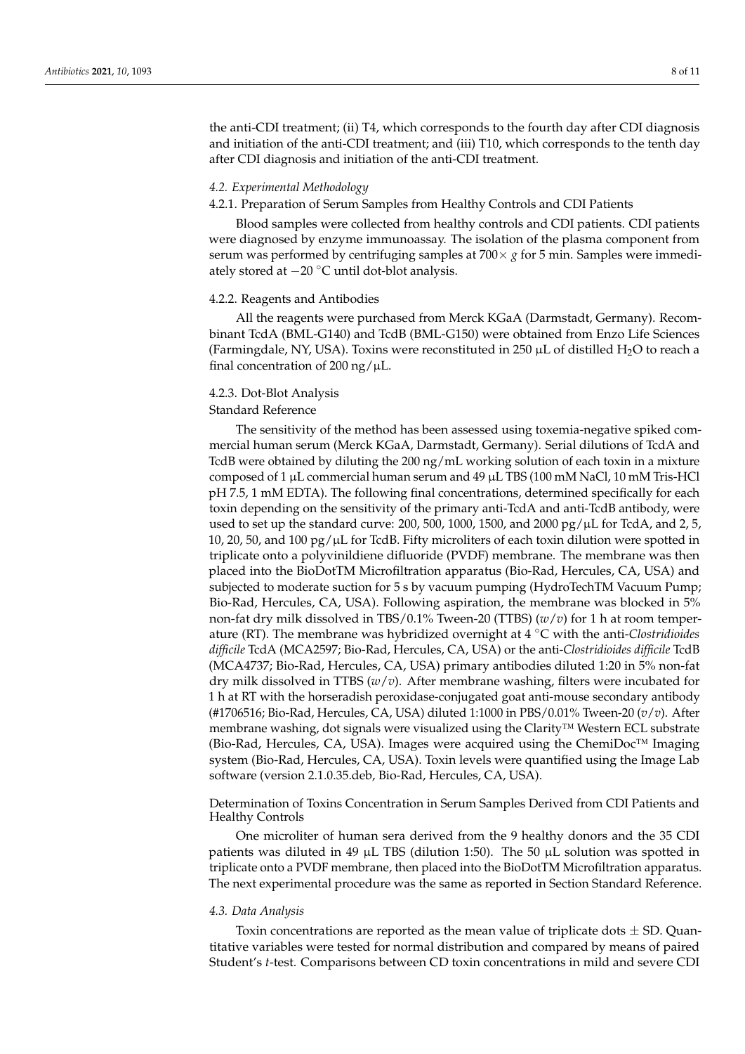the anti-CDI treatment; (ii) T4, which corresponds to the fourth day after CDI diagnosis and initiation of the anti-CDI treatment; and (iii) T10, which corresponds to the tenth day after CDI diagnosis and initiation of the anti-CDI treatment.

### *4.2. Experimental Methodology*

#### 4.2.1. Preparation of Serum Samples from Healthy Controls and CDI Patients

Blood samples were collected from healthy controls and CDI patients. CDI patients were diagnosed by enzyme immunoassay. The isolation of the plasma component from serum was performed by centrifuging samples at $700\times$ *g* for 5 min. Samples were immediately stored at $-20$ °C until dot-blot analysis.

#### 4.2.2. Reagents and Antibodies

All the reagents were purchased from Merck KGaA (Darmstadt, Germany). Recombinant TcdA (BML-G140) and TcdB (BML-G150) were obtained from Enzo Life Sciences (Farmingdale, NY, USA). Toxins were reconstituted in 250 µL of distilled $H_2O$ to reach a final concentration of 200 ng/µL.

#### 4.2.3. Dot-Blot Analysis

##### Standard Reference

The sensitivity of the method has been assessed using toxemia-negative spiked commercial human serum (Merck KGaA, Darmstadt, Germany). Serial dilutions of TcdA and TcdB were obtained by diluting the 200 ng/mL working solution of each toxin in a mixture composed of 1 µL commercial human serum and 49 µL TBS (100 mM NaCl, 10 mM Tris-HCl pH 7.5, 1 mM EDTA). The following final concentrations, determined specifically for each toxin depending on the sensitivity of the primary anti-TcdA and anti-TcdB antibody, were used to set up the standard curve: 200, 500, 1000, 1500, and 2000 pg/µL for TcdA, and 2, 5, 10, 20, 50, and 100 pg/µL for TcdB. Fifty microliters of each toxin dilution were spotted in triplicate onto a polyvinildiene difluoride (PVDF) membrane. The membrane was then placed into the BioDotTM Microfiltration apparatus (Bio-Rad, Hercules, CA, USA) and subjected to moderate suction for 5 s by vacuum pumping (HydroTechTM Vacuum Pump; Bio-Rad, Hercules, CA, USA). Following aspiration, the membrane was blocked in 5% non-fat dry milk dissolved in TBS/0.1% Tween-20 (TTBS) (*w*/*v*) for 1 h at room temperature (RT). The membrane was hybridized overnight at 4 °C with the anti-*Clostridioides difficile* TcdA (MCA2597; Bio-Rad, Hercules, CA, USA) or the anti-*Clostridioides difficile* TcdB (MCA4737; Bio-Rad, Hercules, CA, USA) primary antibodies diluted 1:20 in 5% non-fat dry milk dissolved in TTBS (*w*/*v*). After membrane washing, filters were incubated for 1 h at RT with the horseradish peroxidase-conjugated goat anti-mouse secondary antibody (#1706516; Bio-Rad, Hercules, CA, USA) diluted 1:1000 in PBS/0.01% Tween-20 (*v*/*v*). After membrane washing, dot signals were visualized using the Clarity™ Western ECL substrate (Bio-Rad, Hercules, CA, USA). Images were acquired using the ChemiDoc™ Imaging system (Bio-Rad, Hercules, CA, USA). Toxin levels were quantified using the Image Lab software (version 2.1.0.35.deb, Bio-Rad, Hercules, CA, USA).

##### Determination of Toxins Concentration in Serum Samples Derived from CDI Patients and Healthy Controls

One microliter of human sera derived from the 9 healthy donors and the 35 CDI patients was diluted in 49 µL TBS (dilution 1:50). The 50 µL solution was spotted in triplicate onto a PVDF membrane, then placed into the BioDotTM Microfiltration apparatus. The next experimental procedure was the same as reported in Section Standard Reference.

### *4.3. Data Analysis*

Toxin concentrations are reported as the mean value of triplicate dots ± SD. Quantitative variables were tested for normal distribution and compared by means of paired Student's *t*-test. Comparisons between CD toxin concentrations in mild and severe CDI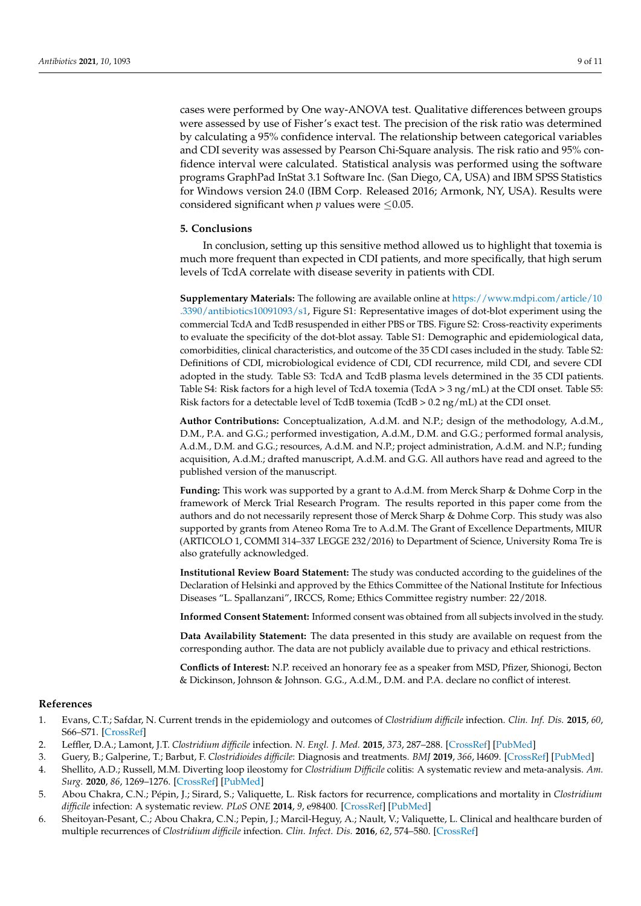cases were performed by One way-ANOVA test. Qualitative differences between groups were assessed by use of Fisher's exact test. The precision of the risk ratio was determined by calculating a 95% confidence interval. The relationship between categorical variables and CDI severity was assessed by Pearson Chi-Square analysis. The risk ratio and 95% confidence interval were calculated. Statistical analysis was performed using the software programs GraphPad InStat 3.1 Software Inc. (San Diego, CA, USA) and IBM SPSS Statistics for Windows version 24.0 (IBM Corp. Released 2016; Armonk, NY, USA). Results were considered significant when $p$ values were $\leq$0.05.

## 5. Conclusions

In conclusion, setting up this sensitive method allowed us to highlight that toxemia is much more frequent than expected in CDI patients, and more specifically, that high serum levels of TcdA correlate with disease severity in patients with CDI.

**Supplementary Materials:** The following are available online at https://www.mdpi.com/article/10.3390/antibiotics10091093/s1, Figure S1: Representative images of dot-blot experiment using the commercial TcdA and TcdB resuspended in either PBS or TBS. Figure S2: Cross-reactivity experiments to evaluate the specificity of the dot-blot assay. Table S1: Demographic and epidemiological data, comorbidities, clinical characteristics, and outcome of the 35 CDI cases included in the study. Table S2: Definitions of CDI, microbiological evidence of CDI, CDI recurrence, mild CDI, and severe CDI adopted in the study. Table S3: TcdA and TcdB plasma levels determined in the 35 CDI patients. Table S4: Risk factors for a high level of TcdA toxemia (TcdA > 3 ng/mL) at the CDI onset. Table S5: Risk factors for a detectable level of TcdB toxemia (TcdB > 0.2 ng/mL) at the CDI onset.

**Author Contributions:** Conceptualization, A.d.M. and N.P.; design of the methodology, A.d.M., D.M., P.A. and G.G.; performed investigation, A.d.M., D.M. and G.G.; performed formal analysis, A.d.M., D.M. and G.G.; resources, A.d.M. and N.P.; project administration, A.d.M. and N.P.; funding acquisition, A.d.M.; drafted manuscript, A.d.M. and G.G. All authors have read and agreed to the published version of the manuscript.

**Funding:** This work was supported by a grant to A.d.M. from Merck Sharp & Dohme Corp in the framework of Merck Trial Research Program. The results reported in this paper come from the authors and do not necessarily represent those of Merck Sharp & Dohme Corp. This study was also supported by grants from Ateneo Roma Tre to A.d.M. The Grant of Excellence Departments, MIUR (ARTICOLO 1, COMMI 314–337 LEGGE 232/2016) to Department of Science, University Roma Tre is also gratefully acknowledged.

**Institutional Review Board Statement:** The study was conducted according to the guidelines of the Declaration of Helsinki and approved by the Ethics Committee of the National Institute for Infectious Diseases "L. Spallanzani", IRCCS, Rome; Ethics Committee registry number: 22/2018.

**Informed Consent Statement:** Informed consent was obtained from all subjects involved in the study.

**Data Availability Statement:** The data presented in this study are available on request from the corresponding author. The data are not publicly available due to privacy and ethical restrictions.

**Conflicts of Interest:** N.P. received an honorary fee as a speaker from MSD, Pfizer, Shionogi, Becton & Dickinson, Johnson & Johnson. G.G., A.d.M., D.M. and P.A. declare no conflict of interest.

## References

1. Evans, C.T.; Safdar, N. Current trends in the epidemiology and outcomes of *Clostridium difficile* infection. *Clin. Inf. Dis.* **2015**, *60*, S66–S71. [CrossRef]
2. Leffler, D.A.; Lamont, J.T. *Clostridium difficile* infection. *N. Engl. J. Med.* **2015**, *373*, 287–288. [CrossRef] [PubMed]
3. Guery, B.; Galperine, T.; Barbut, F. *Clostridioides difficile*: Diagnosis and treatments. *BMJ* **2019**, *366*, l4609. [CrossRef] [PubMed]
4. Shellito, A.D.; Russell, M.M. Diverting loop ileostomy for *Clostridium Difficile* colitis: A systematic review and meta-analysis. *Am. Surg.* **2020**, *86*, 1269–1276. [CrossRef] [PubMed]
5. Abou Chakra, C.N.; Pépin, J.; Sirard, S.; Valiquette, L. Risk factors for recurrence, complications and mortality in *Clostridium difficile* infection: A systematic review. *PLoS ONE* **2014**, *9*, e98400. [CrossRef] [PubMed]
6. Sheitoyan-Pesant, C.; Abou Chakra, C.N.; Pepin, J.; Marcil-Heguy, A.; Nault, V.; Valiquette, L. Clinical and healthcare burden of multiple recurrences of *Clostridium difficile* infection. *Clin. Infect. Dis.* **2016**, *62*, 574–580. [CrossRef]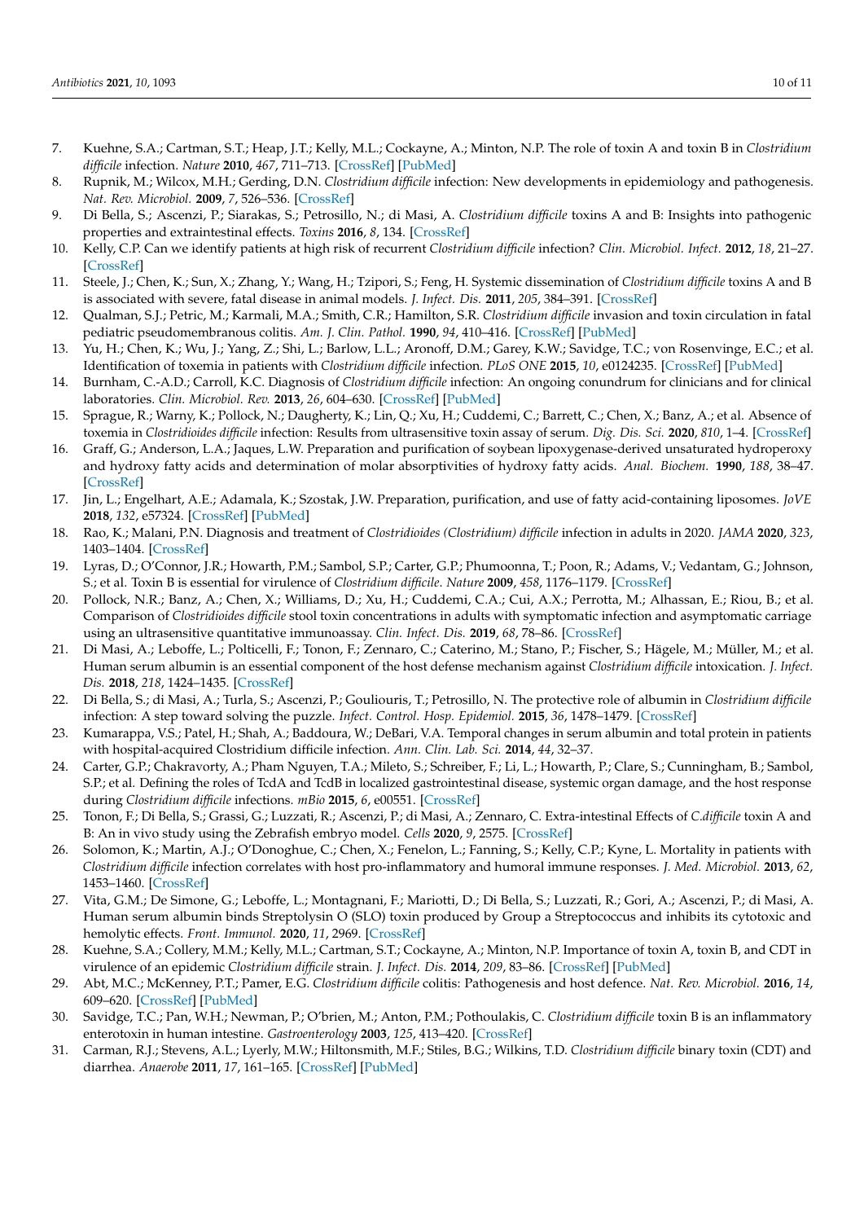7. Kuehne, S.A.; Cartman, S.T.; Heap, J.T.; Kelly, M.L.; Cockayne, A.; Minton, N.P. The role of toxin A and toxin B in *Clostridium difficile* infection. *Nature* **2010**, *467*, 711–713. [CrossRef] [PubMed]
8. Rupnik, M.; Wilcox, M.H.; Gerding, D.N. *Clostridium difficile* infection: New developments in epidemiology and pathogenesis. *Nat. Rev. Microbiol.* **2009**, *7*, 526–536. [CrossRef]
9. Di Bella, S.; Ascenzi, P.; Siarakas, S.; Petrosillo, N.; di Masi, A. *Clostridium difficile* toxins A and B: Insights into pathogenic properties and extraintestinal effects. *Toxins* **2016**, *8*, 134. [CrossRef]
10. Kelly, C.P. Can we identify patients at high risk of recurrent *Clostridium difficile* infection? *Clin. Microbiol. Infect.* **2012**, *18*, 21–27. [CrossRef]
11. Steele, J.; Chen, K.; Sun, X.; Zhang, Y.; Wang, H.; Tzipori, S.; Feng, H. Systemic dissemination of *Clostridium difficile* toxins A and B is associated with severe, fatal disease in animal models. *J. Infect. Dis.* **2011**, *205*, 384–391. [CrossRef]
12. Qualman, S.J.; Petric, M.; Karmali, M.A.; Smith, C.R.; Hamilton, S.R. *Clostridium difficile* invasion and toxin circulation in fatal pediatric pseudomembranous colitis. *Am. J. Clin. Pathol.* **1990**, *94*, 410–416. [CrossRef] [PubMed]
13. Yu, H.; Chen, K.; Wu, J.; Yang, Z.; Shi, L.; Barlow, L.L.; Aronoff, D.M.; Garey, K.W.; Savidge, T.C.; von Rosenvinge, E.C.; et al. Identification of toxemia in patients with *Clostridium difficile* infection. *PLoS ONE* **2015**, *10*, e0124235. [CrossRef] [PubMed]
14. Burnham, C.-A.D.; Carroll, K.C. Diagnosis of *Clostridium difficile* infection: An ongoing conundrum for clinicians and for clinical laboratories. *Clin. Microbiol. Rev.* **2013**, *26*, 604–630. [CrossRef] [PubMed]
15. Sprague, R.; Warny, K.; Pollock, N.; Daugherty, K.; Lin, Q.; Xu, H.; Cuddemi, C.; Barrett, C.; Chen, X.; Banz, A.; et al. Absence of toxemia in *Clostridioides difficile* infection: Results from ultrasensitive toxin assay of serum. *Dig. Dis. Sci.* **2020**, *810*, 1–4. [CrossRef]
16. Graff, G.; Anderson, L.A.; Jaques, L.W. Preparation and purification of soybean lipoxygenase-derived unsaturated hydroperoxy and hydroxy fatty acids and determination of molar absorptivities of hydroxy fatty acids. *Anal. Biochem.* **1990**, *188*, 38–47. [CrossRef]
17. Jin, L.; Engelhart, A.E.; Adamala, K.; Szostak, J.W. Preparation, purification, and use of fatty acid-containing liposomes. *JoVE* **2018**, *132*, e57324. [CrossRef] [PubMed]
18. Rao, K.; Malani, P.N. Diagnosis and treatment of *Clostridioides (Clostridium) difficile* infection in adults in 2020. *JAMA* **2020**, *323*, 1403–1404. [CrossRef]
19. Lyras, D.; O'Connor, J.R.; Howarth, P.M.; Sambol, S.P.; Carter, G.P.; Phumoonna, T.; Poon, R.; Adams, V.; Vedantam, G.; Johnson, S.; et al. Toxin B is essential for virulence of *Clostridium difficile*. *Nature* **2009**, *458*, 1176–1179. [CrossRef]
20. Pollock, N.R.; Banz, A.; Chen, X.; Williams, D.; Xu, H.; Cuddemi, C.A.; Cui, A.X.; Perrotta, M.; Alhassan, E.; Riou, B.; et al. Comparison of *Clostridioides difficile* stool toxin concentrations in adults with symptomatic infection and asymptomatic carriage using an ultrasensitive quantitative immunoassay. *Clin. Infect. Dis.* **2019**, *68*, 78–86. [CrossRef]
21. Di Masi, A.; Leboffe, L.; Polticelli, F.; Tonon, F.; Zennaro, C.; Caterino, M.; Stano, P.; Fischer, S.; Hägele, M.; Müller, M.; et al. Human serum albumin is an essential component of the host defense mechanism against *Clostridium difficile* intoxication. *J. Infect. Dis.* **2018**, *218*, 1424–1435. [CrossRef]
22. Di Bella, S.; di Masi, A.; Turla, S.; Ascenzi, P.; Gouliouris, T.; Petrosillo, N. The protective role of albumin in *Clostridium difficile* infection: A step toward solving the puzzle. *Infect. Control. Hosp. Epidemiol.* **2015**, *36*, 1478–1479. [CrossRef]
23. Kumarappa, V.S.; Patel, H.; Shah, A.; Baddoura, W.; DeBari, V.A. Temporal changes in serum albumin and total protein in patients with hospital-acquired Clostridium difficile infection. *Ann. Clin. Lab. Sci.* **2014**, *44*, 32–37.
24. Carter, G.P.; Chakravorty, A.; Pham Nguyen, T.A.; Mileto, S.; Schreiber, F.; Li, L.; Howarth, P.; Clare, S.; Cunningham, B.; Sambol, S.P.; et al. Defining the roles of TcdA and TcdB in localized gastrointestinal disease, systemic organ damage, and the host response during *Clostridium difficile* infections. *mBio* **2015**, *6*, e00551. [CrossRef]
25. Tonon, F.; Di Bella, S.; Grassi, G.; Luzzati, R.; Ascenzi, P.; di Masi, A.; Zennaro, C. Extra-intestinal Effects of *C.difficile* toxin A and B: An in vivo study using the Zebrafish embryo model. *Cells* **2020**, *9*, 2575. [CrossRef]
26. Solomon, K.; Martin, A.J.; O'Donoghue, C.; Chen, X.; Fenelon, L.; Fanning, S.; Kelly, C.P.; Kyne, L. Mortality in patients with *Clostridium difficile* infection correlates with host pro-inflammatory and humoral immune responses. *J. Med. Microbiol.* **2013**, *62*, 1453–1460. [CrossRef]
27. Vita, G.M.; De Simone, G.; Leboffe, L.; Montagnani, F.; Mariotti, D.; Di Bella, S.; Luzzati, R.; Gori, A.; Ascenzi, P.; di Masi, A. Human serum albumin binds Streptolysin O (SLO) toxin produced by Group a Streptococcus and inhibits its cytotoxic and hemolytic effects. *Front. Immunol.* **2020**, *11*, 2969. [CrossRef]
28. Kuehne, S.A.; Collery, M.M.; Kelly, M.L.; Cartman, S.T.; Cockayne, A.; Minton, N.P. Importance of toxin A, toxin B, and CDT in virulence of an epidemic *Clostridium difficile* strain. *J. Infect. Dis.* **2014**, *209*, 83–86. [CrossRef] [PubMed]
29. Abt, M.C.; McKenney, P.T.; Pamer, E.G. *Clostridium difficile* colitis: Pathogenesis and host defence. *Nat. Rev. Microbiol.* **2016**, *14*, 609–620. [CrossRef] [PubMed]
30. Savidge, T.C.; Pan, W.H.; Newman, P.; O'brien, M.; Anton, P.M.; Pothoulakis, C. *Clostridium difficile* toxin B is an inflammatory enterotoxin in human intestine. *Gastroenterology* **2003**, *125*, 413–420. [CrossRef]
31. Carman, R.J.; Stevens, A.L.; Lyerly, M.W.; Hiltonsmith, M.F.; Stiles, B.G.; Wilkins, T.D. *Clostridium difficile* binary toxin (CDT) and diarrhea. *Anaerobe* **2011**, *17*, 161–165. [CrossRef] [PubMed]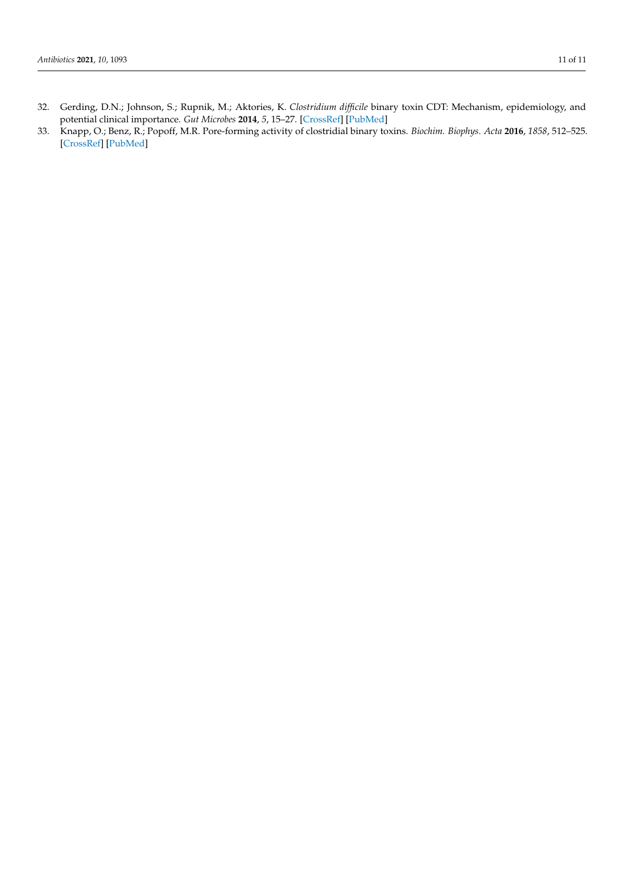32. Gerding, D.N.; Johnson, S.; Rupnik, M.; Aktories, K. *Clostridium difficile* binary toxin CDT: Mechanism, epidemiology, and potential clinical importance. *Gut Microbes* **2014**, *5*, 15–27. [CrossRef] [PubMed]
33. Knapp, O.; Benz, R.; Popoff, M.R. Pore-forming activity of clostridial binary toxins. *Biochim. Biophys. Acta* **2016**, *1858*, 512–525. [CrossRef] [PubMed]